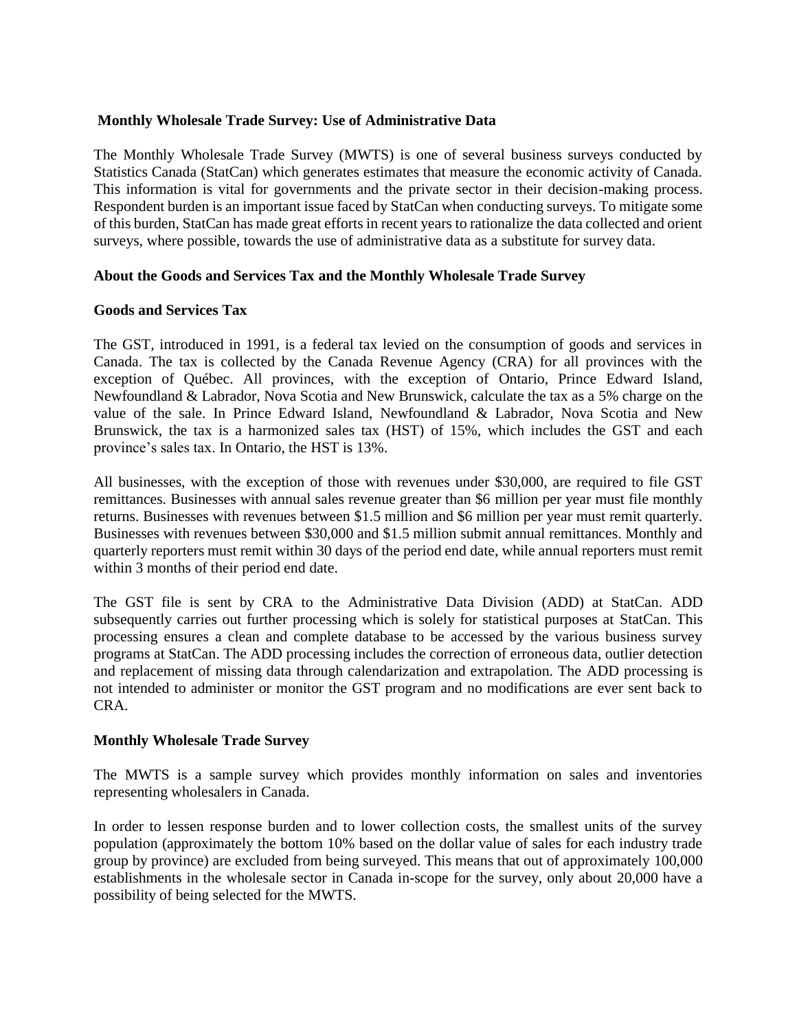## Monthly Wholesale Trade Survey: Use of Administrative Data

The Monthly Wholesale Trade Survey (MWTS) is one of several business surveys conducted by Statistics Canada (StatCan) which generates estimates that measure the economic activity of Canada. This information is vital for governments and the private sector in their decision-making process. Respondent burden is an important issue faced by StatCan when conducting surveys. To mitigate some of this burden, StatCan has made great efforts in recent years to rationalize the data collected and orient surveys, where possible, towards the use of administrative data as a substitute for survey data.

### About the Goods and Services Tax and the Monthly Wholesale Trade Survey

#### Goods and Services Tax

The GST, introduced in 1991, is a federal tax levied on the consumption of goods and services in Canada. The tax is collected by the Canada Revenue Agency (CRA) for all provinces with the exception of Québec. All provinces, with the exception of Ontario, Prince Edward Island, Newfoundland & Labrador, Nova Scotia and New Brunswick, calculate the tax as a 5% charge on the value of the sale. In Prince Edward Island, Newfoundland & Labrador, Nova Scotia and New Brunswick, the tax is a harmonized sales tax (HST) of 15%, which includes the GST and each province's sales tax. In Ontario, the HST is 13%.

All businesses, with the exception of those with revenues under $30,000, are required to file GST remittances. Businesses with annual sales revenue greater than $6 million per year must file monthly returns. Businesses with revenues between $1.5 million and $6 million per year must remit quarterly. Businesses with revenues between $30,000 and $1.5 million submit annual remittances. Monthly and quarterly reporters must remit within 30 days of the period end date, while annual reporters must remit within 3 months of their period end date.

The GST file is sent by CRA to the Administrative Data Division (ADD) at StatCan. ADD subsequently carries out further processing which is solely for statistical purposes at StatCan. This processing ensures a clean and complete database to be accessed by the various business survey programs at StatCan. The ADD processing includes the correction of erroneous data, outlier detection and replacement of missing data through calendarization and extrapolation. The ADD processing is not intended to administer or monitor the GST program and no modifications are ever sent back to CRA.

#### Monthly Wholesale Trade Survey

The MWTS is a sample survey which provides monthly information on sales and inventories representing wholesalers in Canada.

In order to lessen response burden and to lower collection costs, the smallest units of the survey population (approximately the bottom 10% based on the dollar value of sales for each industry trade group by province) are excluded from being surveyed. This means that out of approximately 100,000 establishments in the wholesale sector in Canada in-scope for the survey, only about 20,000 have a possibility of being selected for the MWTS.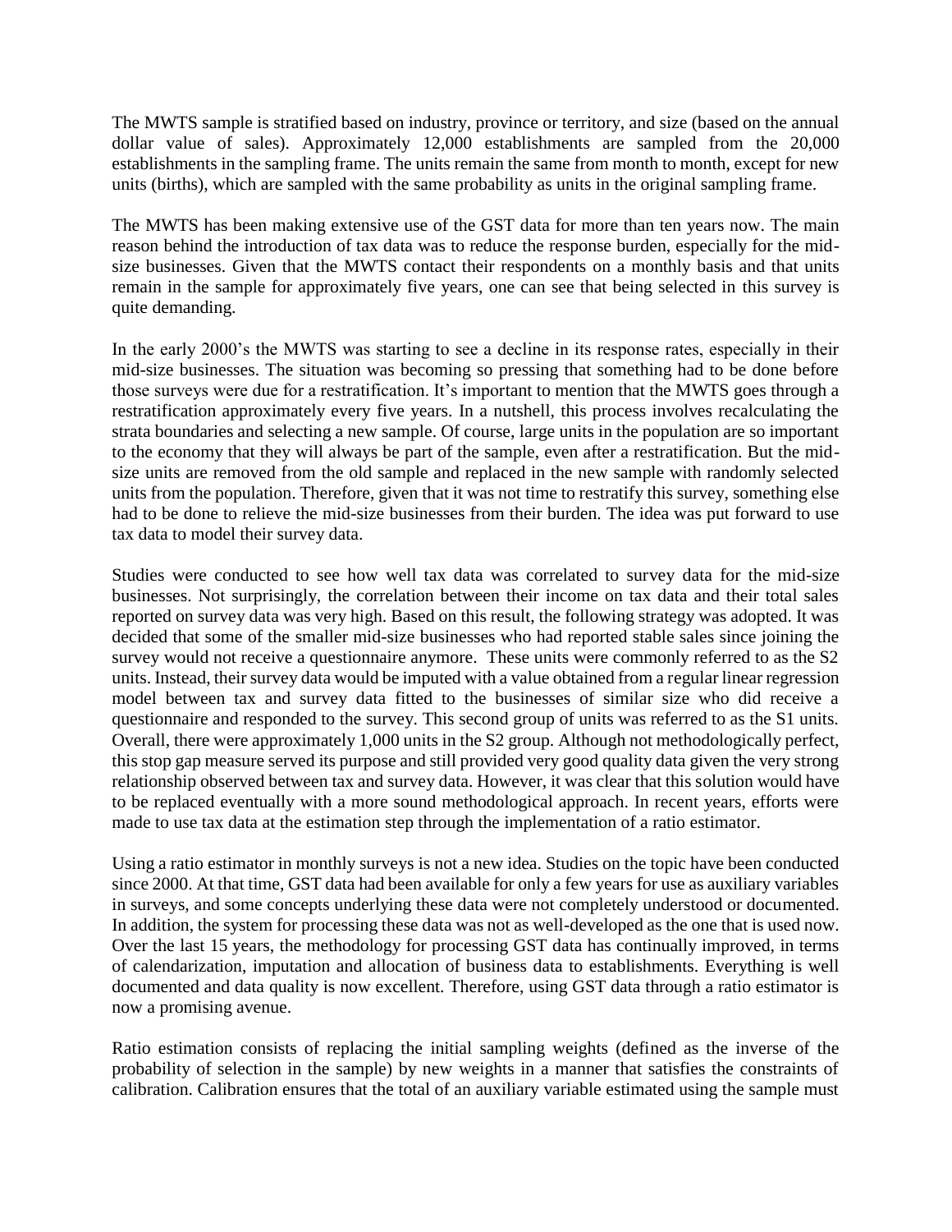The MWTS sample is stratified based on industry, province or territory, and size (based on the annual dollar value of sales). Approximately 12,000 establishments are sampled from the 20,000 establishments in the sampling frame. The units remain the same from month to month, except for new units (births), which are sampled with the same probability as units in the original sampling frame.

The MWTS has been making extensive use of the GST data for more than ten years now. The main reason behind the introduction of tax data was to reduce the response burden, especially for the mid-size businesses. Given that the MWTS contact their respondents on a monthly basis and that units remain in the sample for approximately five years, one can see that being selected in this survey is quite demanding.

In the early 2000's the MWTS was starting to see a decline in its response rates, especially in their mid-size businesses. The situation was becoming so pressing that something had to be done before those surveys were due for a restratification. It's important to mention that the MWTS goes through a restratification approximately every five years. In a nutshell, this process involves recalculating the strata boundaries and selecting a new sample. Of course, large units in the population are so important to the economy that they will always be part of the sample, even after a restratification. But the mid-size units are removed from the old sample and replaced in the new sample with randomly selected units from the population. Therefore, given that it was not time to restratify this survey, something else had to be done to relieve the mid-size businesses from their burden. The idea was put forward to use tax data to model their survey data.

Studies were conducted to see how well tax data was correlated to survey data for the mid-size businesses. Not surprisingly, the correlation between their income on tax data and their total sales reported on survey data was very high. Based on this result, the following strategy was adopted. It was decided that some of the smaller mid-size businesses who had reported stable sales since joining the survey would not receive a questionnaire anymore. These units were commonly referred to as the S2 units. Instead, their survey data would be imputed with a value obtained from a regular linear regression model between tax and survey data fitted to the businesses of similar size who did receive a questionnaire and responded to the survey. This second group of units was referred to as the S1 units. Overall, there were approximately 1,000 units in the S2 group. Although not methodologically perfect, this stop gap measure served its purpose and still provided very good quality data given the very strong relationship observed between tax and survey data. However, it was clear that this solution would have to be replaced eventually with a more sound methodological approach. In recent years, efforts were made to use tax data at the estimation step through the implementation of a ratio estimator.

Using a ratio estimator in monthly surveys is not a new idea. Studies on the topic have been conducted since 2000. At that time, GST data had been available for only a few years for use as auxiliary variables in surveys, and some concepts underlying these data were not completely understood or documented. In addition, the system for processing these data was not as well-developed as the one that is used now. Over the last 15 years, the methodology for processing GST data has continually improved, in terms of calendarization, imputation and allocation of business data to establishments. Everything is well documented and data quality is now excellent. Therefore, using GST data through a ratio estimator is now a promising avenue.

Ratio estimation consists of replacing the initial sampling weights (defined as the inverse of the probability of selection in the sample) by new weights in a manner that satisfies the constraints of calibration. Calibration ensures that the total of an auxiliary variable estimated using the sample must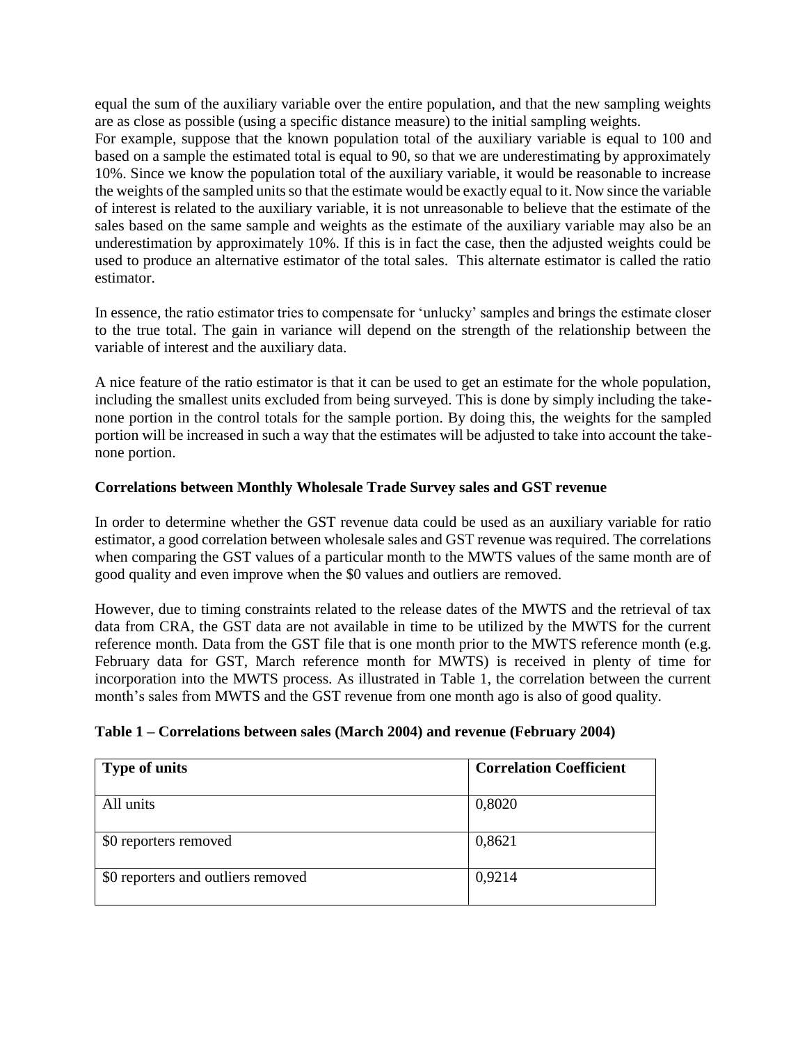equal the sum of the auxiliary variable over the entire population, and that the new sampling weights are as close as possible (using a specific distance measure) to the initial sampling weights.
For example, suppose that the known population total of the auxiliary variable is equal to 100 and based on a sample the estimated total is equal to 90, so that we are underestimating by approximately 10%. Since we know the population total of the auxiliary variable, it would be reasonable to increase the weights of the sampled units so that the estimate would be exactly equal to it. Now since the variable of interest is related to the auxiliary variable, it is not unreasonable to believe that the estimate of the sales based on the same sample and weights as the estimate of the auxiliary variable may also be an underestimation by approximately 10%. If this is in fact the case, then the adjusted weights could be used to produce an alternative estimator of the total sales. This alternate estimator is called the ratio estimator.

In essence, the ratio estimator tries to compensate for 'unlucky' samples and brings the estimate closer to the true total. The gain in variance will depend on the strength of the relationship between the variable of interest and the auxiliary data.

A nice feature of the ratio estimator is that it can be used to get an estimate for the whole population, including the smallest units excluded from being surveyed. This is done by simply including the take-none portion in the control totals for the sample portion. By doing this, the weights for the sampled portion will be increased in such a way that the estimates will be adjusted to take into account the take-none portion.

**Correlations between Monthly Wholesale Trade Survey sales and GST revenue**

In order to determine whether the GST revenue data could be used as an auxiliary variable for ratio estimator, a good correlation between wholesale sales and GST revenue was required. The correlations when comparing the GST values of a particular month to the MWTS values of the same month are of good quality and even improve when the $0 values and outliers are removed.

However, due to timing constraints related to the release dates of the MWTS and the retrieval of tax data from CRA, the GST data are not available in time to be utilized by the MWTS for the current reference month. Data from the GST file that is one month prior to the MWTS reference month (e.g. February data for GST, March reference month for MWTS) is received in plenty of time for incorporation into the MWTS process. As illustrated in Table 1, the correlation between the current month's sales from MWTS and the GST revenue from one month ago is also of good quality.

**Table 1 – Correlations between sales (March 2004) and revenue (February 2004)**

| Type of units | Correlation Coefficient |
|---|---|
| All units | 0,8020 |
| $0 reporters removed | 0,8621 |
| $0 reporters and outliers removed | 0,9214 |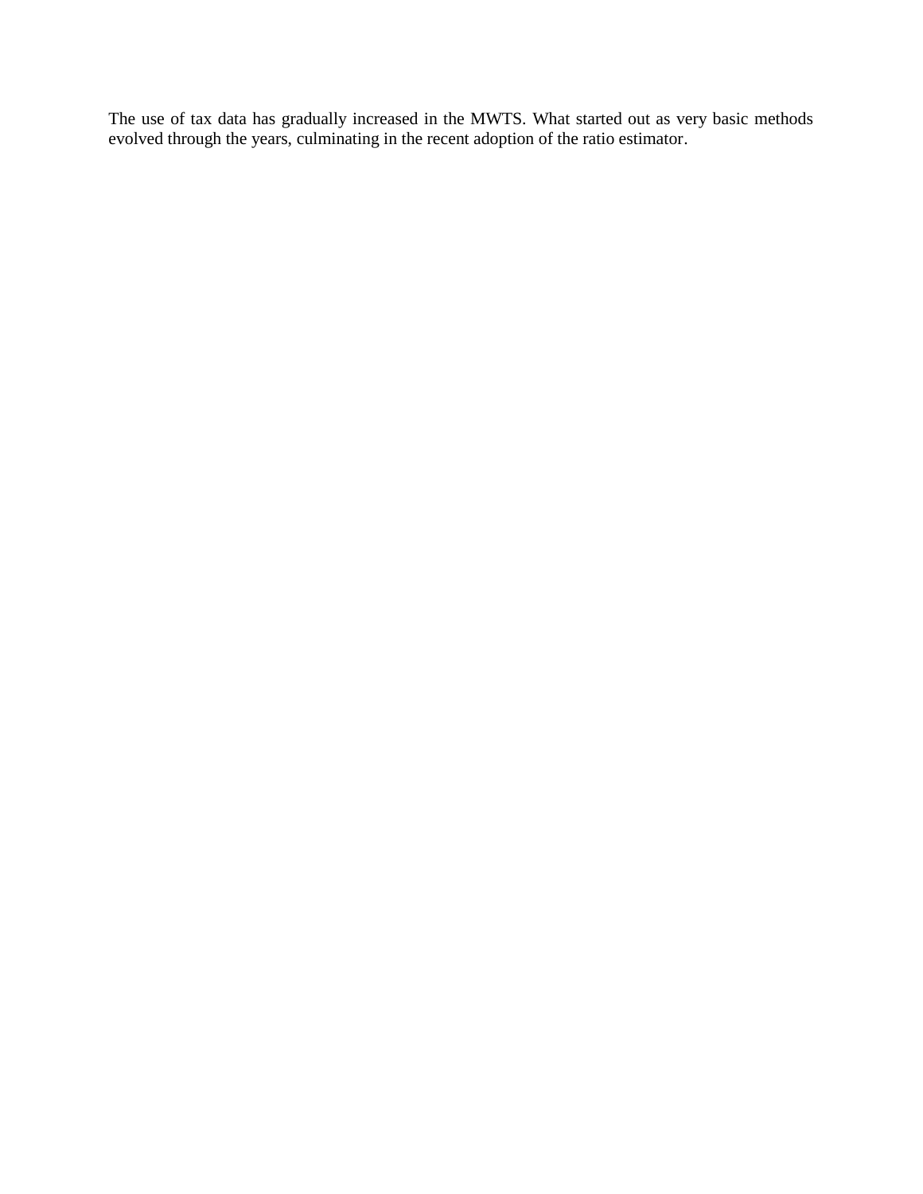The use of tax data has gradually increased in the MWTS. What started out as very basic methods evolved through the years, culminating in the recent adoption of the ratio estimator.